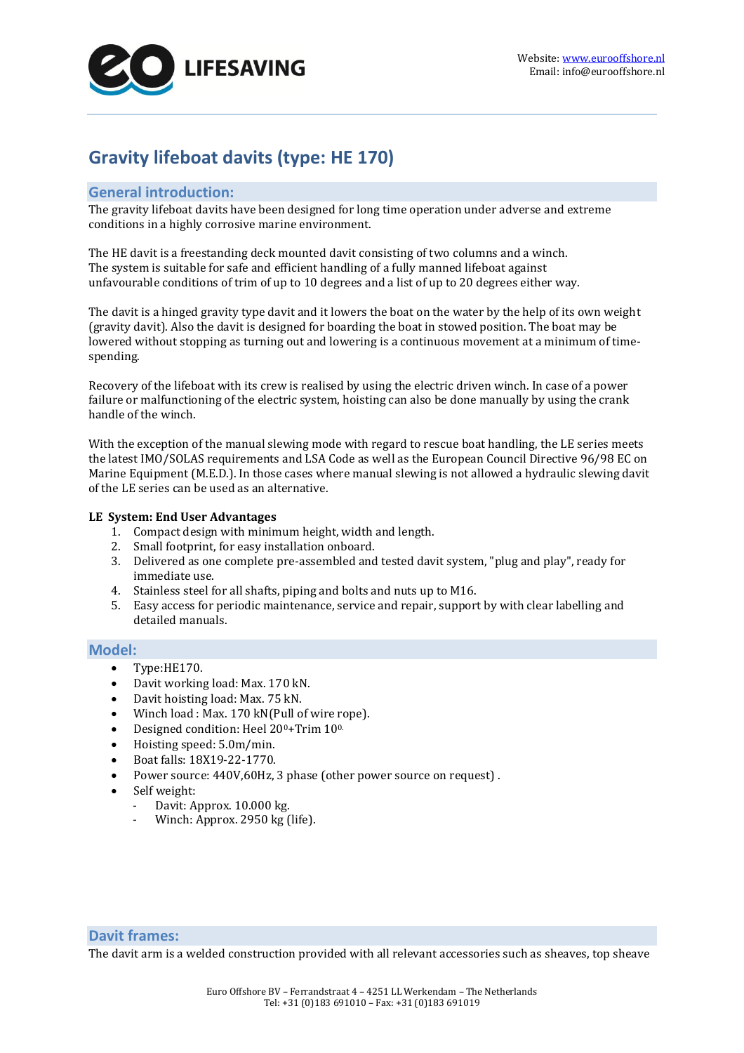# Gravity lifeboat davits (type: HE 170)

## General introduction:

The gravity lifeboat davits have been designed for long time operation under adverse and extreme conditions in a highly corrosive marine environment.

The HE davit is a freestanding deck mounted davit consisting of two columns and a winch. The system is suitable for safe and efficient handling of a fully manned lifeboat against unfavourable conditions of trim of up to 10 degrees and a list of up to 20 degrees either way.

The davit is a hinged gravity type davit and it lowers the boat on the water by the help of its own weight (gravity davit). Also the davit is designed for boarding the boat in stowed position. The boat may be lowered without stopping as turning out and lowering is a continuous movement at a minimum of time-spending.

Recovery of the lifeboat with its crew is realised by using the electric driven winch. In case of a power failure or malfunctioning of the electric system, hoisting can also be done manually by using the crank handle of the winch.

With the exception of the manual slewing mode with regard to rescue boat handling, the LE series meets the latest IMO/SOLAS requirements and LSA Code as well as the European Council Directive 96/98 EC on Marine Equipment (M.E.D.). In those cases where manual slewing is not allowed a hydraulic slewing davit of the LE series can be used as an alternative.

**LE System: End User Advantages**

1. Compact design with minimum height, width and length.
2. Small footprint, for easy installation onboard.
3. Delivered as one complete pre-assembled and tested davit system, "plug and play", ready for immediate use.
4. Stainless steel for all shafts, piping and bolts and nuts up to M16.
5. Easy access for periodic maintenance, service and repair, support by with clear labelling and detailed manuals.

## Model:

- Type:HE170.
- Davit working load: Max. 170 kN.
- Davit hoisting load: Max. 75 kN.
- Winch load : Max. 170 kN(Pull of wire rope).
- Designed condition: Heel $20^0$+Trim $10^{0.}$
- Hoisting speed: 5.0m/min.
- Boat falls: 18X19-22-1770.
- Power source: 440V,60Hz, 3 phase (other power source on request) .
- Self weight:
  - Davit: Approx. 10.000 kg.
  - Winch: Approx. 2950 kg (life).

## Davit frames:

The davit arm is a welded construction provided with all relevant accessories such as sheaves, top sheave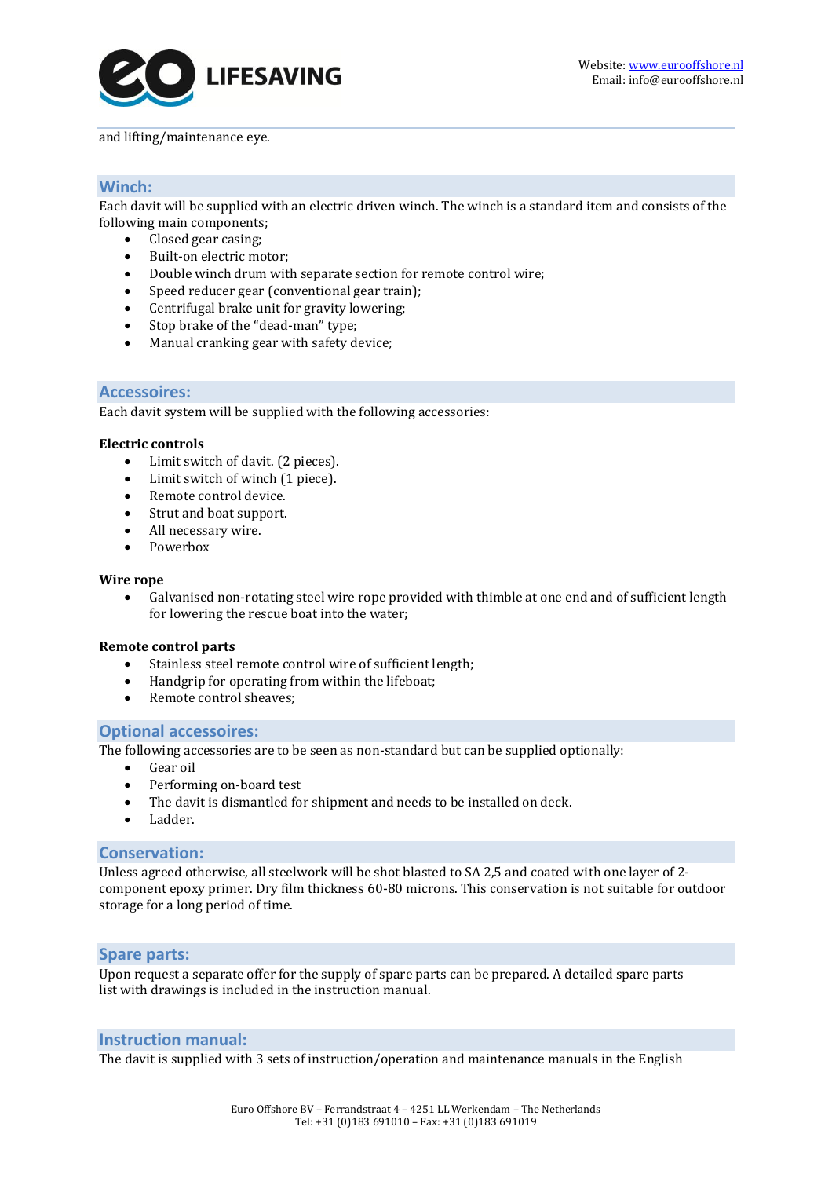and lifting/maintenance eye.

## Winch:

Each davit will be supplied with an electric driven winch. The winch is a standard item and consists of the following main components;

- Closed gear casing;
- Built-on electric motor;
- Double winch drum with separate section for remote control wire;
- Speed reducer gear (conventional gear train);
- Centrifugal brake unit for gravity lowering;
- Stop brake of the "dead-man" type;
- Manual cranking gear with safety device;

## Accessoires:

Each davit system will be supplied with the following accessories:

**Electric controls**

- Limit switch of davit. (2 pieces).
- Limit switch of winch (1 piece).
- Remote control device.
- Strut and boat support.
- All necessary wire.
- Powerbox

**Wire rope**

- Galvanised non-rotating steel wire rope provided with thimble at one end and of sufficient length for lowering the rescue boat into the water;

**Remote control parts**

- Stainless steel remote control wire of sufficient length;
- Handgrip for operating from within the lifeboat;
- Remote control sheaves;

## Optional accessoires:

The following accessories are to be seen as non-standard but can be supplied optionally:

- Gear oil
- Performing on-board test
- The davit is dismantled for shipment and needs to be installed on deck.
- Ladder.

## Conservation:

Unless agreed otherwise, all steelwork will be shot blasted to SA 2,5 and coated with one layer of 2-component epoxy primer. Dry film thickness 60-80 microns. This conservation is not suitable for outdoor storage for a long period of time.

## Spare parts:

Upon request a separate offer for the supply of spare parts can be prepared. A detailed spare parts list with drawings is included in the instruction manual.

## Instruction manual:

The davit is supplied with 3 sets of instruction/operation and maintenance manuals in the English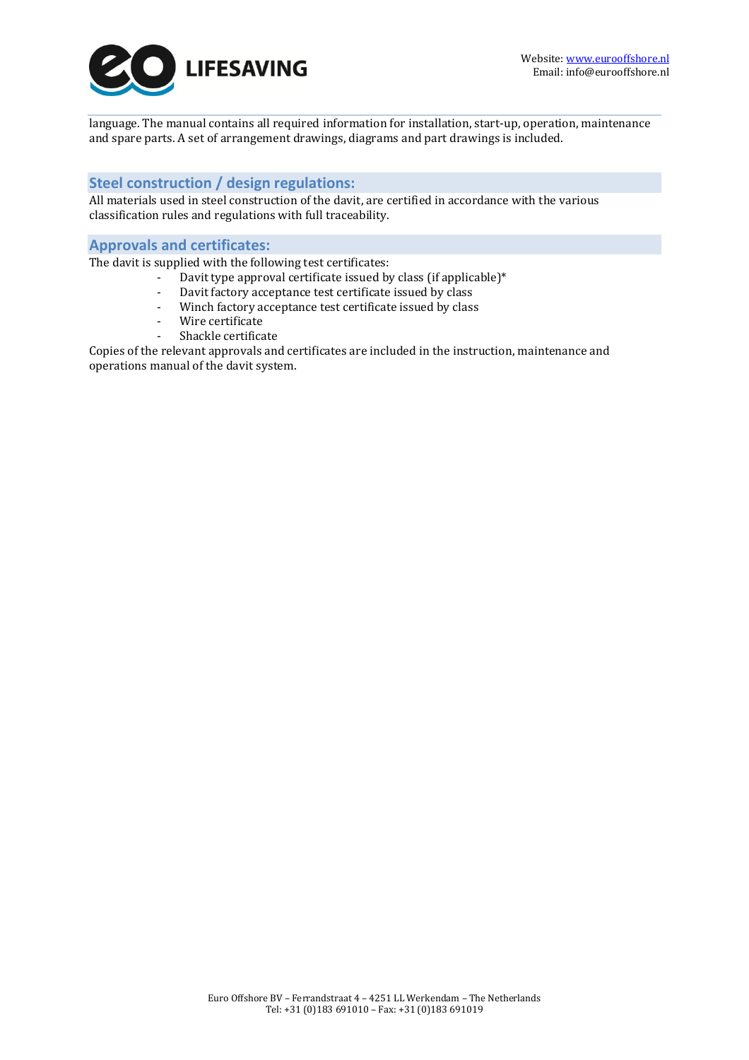language. The manual contains all required information for installation, start-up, operation, maintenance and spare parts. A set of arrangement drawings, diagrams and part drawings is included.

## Steel construction / design regulations:

All materials used in steel construction of the davit, are certified in accordance with the various classification rules and regulations with full traceability.

## Approvals and certificates:

The davit is supplied with the following test certificates:

- Davit type approval certificate issued by class (if applicable)*
- Davit factory acceptance test certificate issued by class
- Winch factory acceptance test certificate issued by class
- Wire certificate
- Shackle certificate

Copies of the relevant approvals and certificates are included in the instruction, maintenance and operations manual of the davit system.